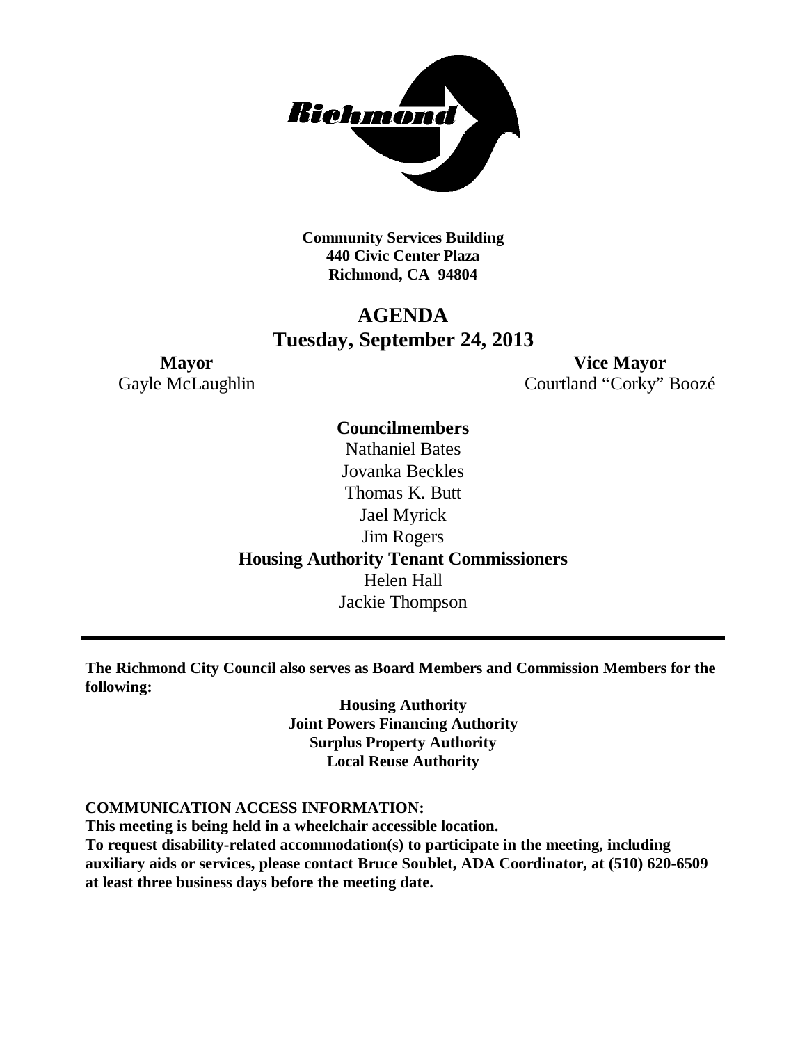**Community Services Building**
**440 Civic Center Plaza**
**Richmond, CA 94804**

# AGENDA
## Tuesday, September 24, 2013

**Mayor**
Gayle McLaughlin

**Vice Mayor**
Courtland "Corky" Boozé

**Councilmembers**
Nathaniel Bates
Jovanka Beckles
Thomas K. Butt
Jael Myrick
Jim Rogers

**Housing Authority Tenant Commissioners**
Helen Hall
Jackie Thompson

---

**The Richmond City Council also serves as Board Members and Commission Members for the following:**

**Housing Authority**
**Joint Powers Financing Authority**
**Surplus Property Authority**
**Local Reuse Authority**

**COMMUNICATION ACCESS INFORMATION:**
**This meeting is being held in a wheelchair accessible location.**
**To request disability-related accommodation(s) to participate in the meeting, including auxiliary aids or services, please contact Bruce Soublet, ADA Coordinator, at (510) 620-6509 at least three business days before the meeting date.**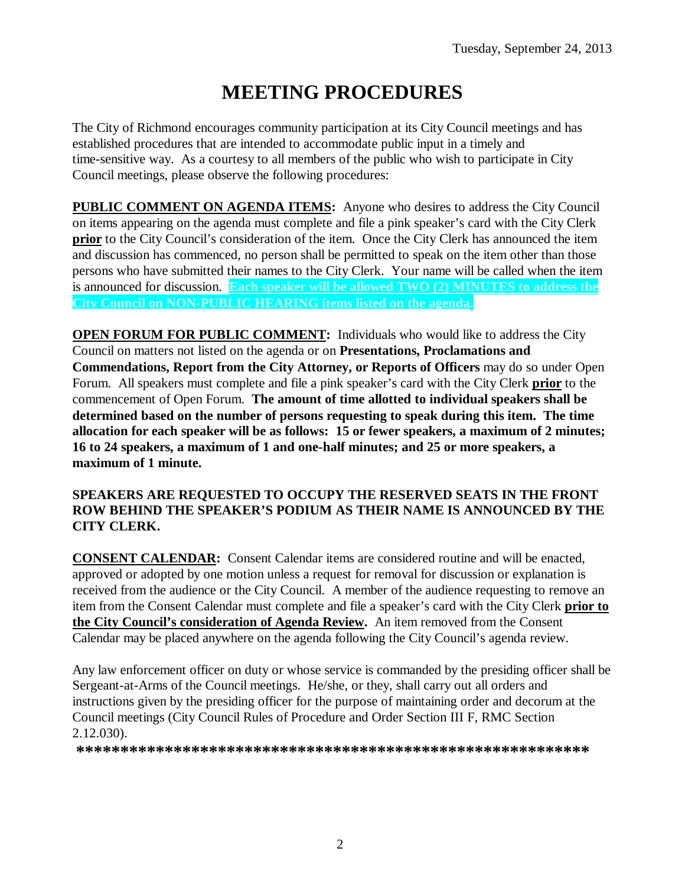Tuesday, September 24, 2013

# MEETING PROCEDURES

The City of Richmond encourages community participation at its City Council meetings and has established procedures that are intended to accommodate public input in a timely and time-sensitive way. As a courtesy to all members of the public who wish to participate in City Council meetings, please observe the following procedures:

**PUBLIC COMMENT ON AGENDA ITEMS:** Anyone who desires to address the City Council on items appearing on the agenda must complete and file a pink speaker's card with the City Clerk **prior** to the City Council's consideration of the item. Once the City Clerk has announced the item and discussion has commenced, no person shall be permitted to speak on the item other than those persons who have submitted their names to the City Clerk. Your name will be called when the item is announced for discussion. **Each speaker will be allowed TWO (2) MINUTES to address the City Council on NON-PUBLIC HEARING items listed on the agenda.**

**OPEN FORUM FOR PUBLIC COMMENT:** Individuals who would like to address the City Council on matters not listed on the agenda or on **Presentations, Proclamations and Commendations, Report from the City Attorney, or Reports of Officers** may do so under Open Forum. All speakers must complete and file a pink speaker's card with the City Clerk **prior** to the commencement of Open Forum. **The amount of time allotted to individual speakers shall be determined based on the number of persons requesting to speak during this item. The time allocation for each speaker will be as follows: 15 or fewer speakers, a maximum of 2 minutes; 16 to 24 speakers, a maximum of 1 and one-half minutes; and 25 or more speakers, a maximum of 1 minute.**

**SPEAKERS ARE REQUESTED TO OCCUPY THE RESERVED SEATS IN THE FRONT ROW BEHIND THE SPEAKER'S PODIUM AS THEIR NAME IS ANNOUNCED BY THE CITY CLERK.**

**CONSENT CALENDAR:** Consent Calendar items are considered routine and will be enacted, approved or adopted by one motion unless a request for removal for discussion or explanation is received from the audience or the City Council. A member of the audience requesting to remove an item from the Consent Calendar must complete and file a speaker's card with the City Clerk **prior to the City Council's consideration of Agenda Review.** An item removed from the Consent Calendar may be placed anywhere on the agenda following the City Council's agenda review.

Any law enforcement officer on duty or whose service is commanded by the presiding officer shall be Sergeant-at-Arms of the Council meetings. He/she, or they, shall carry out all orders and instructions given by the presiding officer for the purpose of maintaining order and decorum at the Council meetings (City Council Rules of Procedure and Order Section III F, RMC Section 2.12.030).

**\*\*\*\*\*\*\*\*\*\*\*\*\*\*\*\*\*\*\*\*\*\*\*\*\*\*\*\*\*\*\*\*\*\*\*\*\*\*\*\*\*\*\*\*\*\*\*\*\*\*\*\*\*\*\*\*\*\*\*\***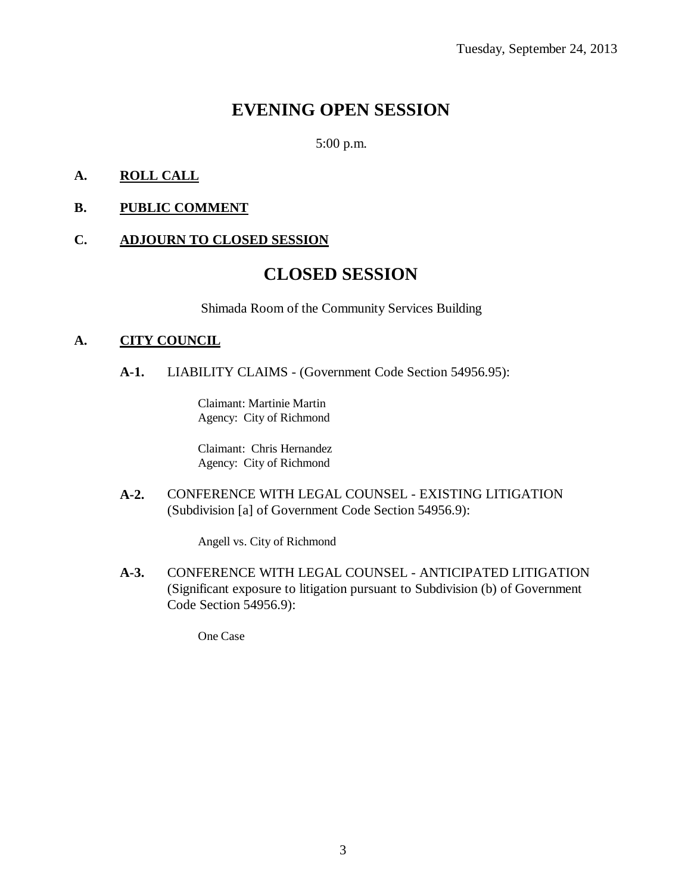Tuesday, September 24, 2013

# EVENING OPEN SESSION

5:00 p.m.

**A. ROLL CALL**

**B. PUBLIC COMMENT**

**C. ADJOURN TO CLOSED SESSION**

# CLOSED SESSION

Shimada Room of the Community Services Building

**A. CITY COUNCIL**

**A-1.** LIABILITY CLAIMS - (Government Code Section 54956.95):

Claimant: Martinie Martin
Agency: City of Richmond

Claimant: Chris Hernandez
Agency: City of Richmond

**A-2.** CONFERENCE WITH LEGAL COUNSEL - EXISTING LITIGATION (Subdivision [a] of Government Code Section 54956.9):

Angell vs. City of Richmond

**A-3.** CONFERENCE WITH LEGAL COUNSEL - ANTICIPATED LITIGATION (Significant exposure to litigation pursuant to Subdivision (b) of Government Code Section 54956.9):

One Case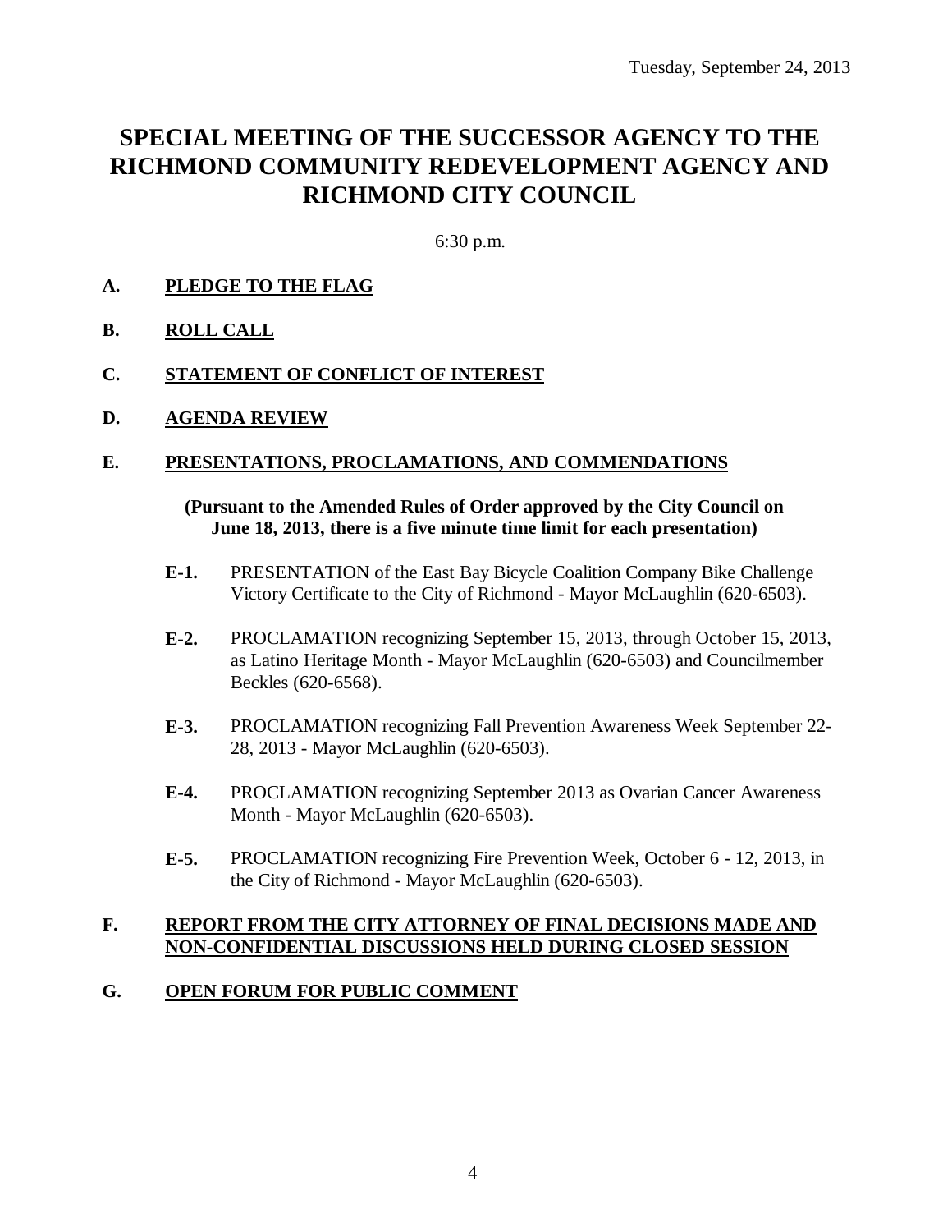Tuesday, September 24, 2013

# SPECIAL MEETING OF THE SUCCESSOR AGENCY TO THE RICHMOND COMMUNITY REDEVELOPMENT AGENCY AND RICHMOND CITY COUNCIL

6:30 p.m.

**A. PLEDGE TO THE FLAG**

**B. ROLL CALL**

**C. STATEMENT OF CONFLICT OF INTEREST**

**D. AGENDA REVIEW**

**E. PRESENTATIONS, PROCLAMATIONS, AND COMMENDATIONS**

**(Pursuant to the Amended Rules of Order approved by the City Council on June 18, 2013, there is a five minute time limit for each presentation)**

**E-1.** PRESENTATION of the East Bay Bicycle Coalition Company Bike Challenge Victory Certificate to the City of Richmond - Mayor McLaughlin (620-6503).

**E-2.** PROCLAMATION recognizing September 15, 2013, through October 15, 2013, as Latino Heritage Month - Mayor McLaughlin (620-6503) and Councilmember Beckles (620-6568).

**E-3.** PROCLAMATION recognizing Fall Prevention Awareness Week September 22-28, 2013 - Mayor McLaughlin (620-6503).

**E-4.** PROCLAMATION recognizing September 2013 as Ovarian Cancer Awareness Month - Mayor McLaughlin (620-6503).

**E-5.** PROCLAMATION recognizing Fire Prevention Week, October 6 - 12, 2013, in the City of Richmond - Mayor McLaughlin (620-6503).

**F. REPORT FROM THE CITY ATTORNEY OF FINAL DECISIONS MADE AND NON-CONFIDENTIAL DISCUSSIONS HELD DURING CLOSED SESSION**

**G. OPEN FORUM FOR PUBLIC COMMENT**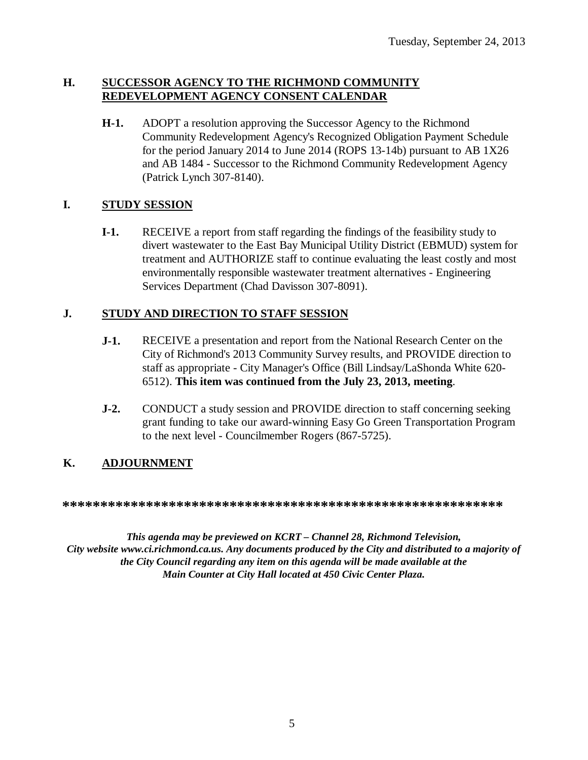## H. SUCCESSOR AGENCY TO THE RICHMOND COMMUNITY REDEVELOPMENT AGENCY CONSENT CALENDAR

**H-1.** ADOPT a resolution approving the Successor Agency to the Richmond Community Redevelopment Agency's Recognized Obligation Payment Schedule for the period January 2014 to June 2014 (ROPS 13-14b) pursuant to AB 1X26 and AB 1484 - Successor to the Richmond Community Redevelopment Agency (Patrick Lynch 307-8140).

## I. STUDY SESSION

**I-1.** RECEIVE a report from staff regarding the findings of the feasibility study to divert wastewater to the East Bay Municipal Utility District (EBMUD) system for treatment and AUTHORIZE staff to continue evaluating the least costly and most environmentally responsible wastewater treatment alternatives - Engineering Services Department (Chad Davisson 307-8091).

## J. STUDY AND DIRECTION TO STAFF SESSION

**J-1.** RECEIVE a presentation and report from the National Research Center on the City of Richmond's 2013 Community Survey results, and PROVIDE direction to staff as appropriate - City Manager's Office (Bill Lindsay/LaShonda White 620-6512). **This item was continued from the July 23, 2013, meeting**.

**J-2.** CONDUCT a study session and PROVIDE direction to staff concerning seeking grant funding to take our award-winning Easy Go Green Transportation Program to the next level - Councilmember Rogers (867-5725).

## K. ADJOURNMENT

**************************************************************

***This agenda may be previewed on KCRT – Channel 28, Richmond Television, City website www.ci.richmond.ca.us. Any documents produced by the City and distributed to a majority of the City Council regarding any item on this agenda will be made available at the Main Counter at City Hall located at 450 Civic Center Plaza.***